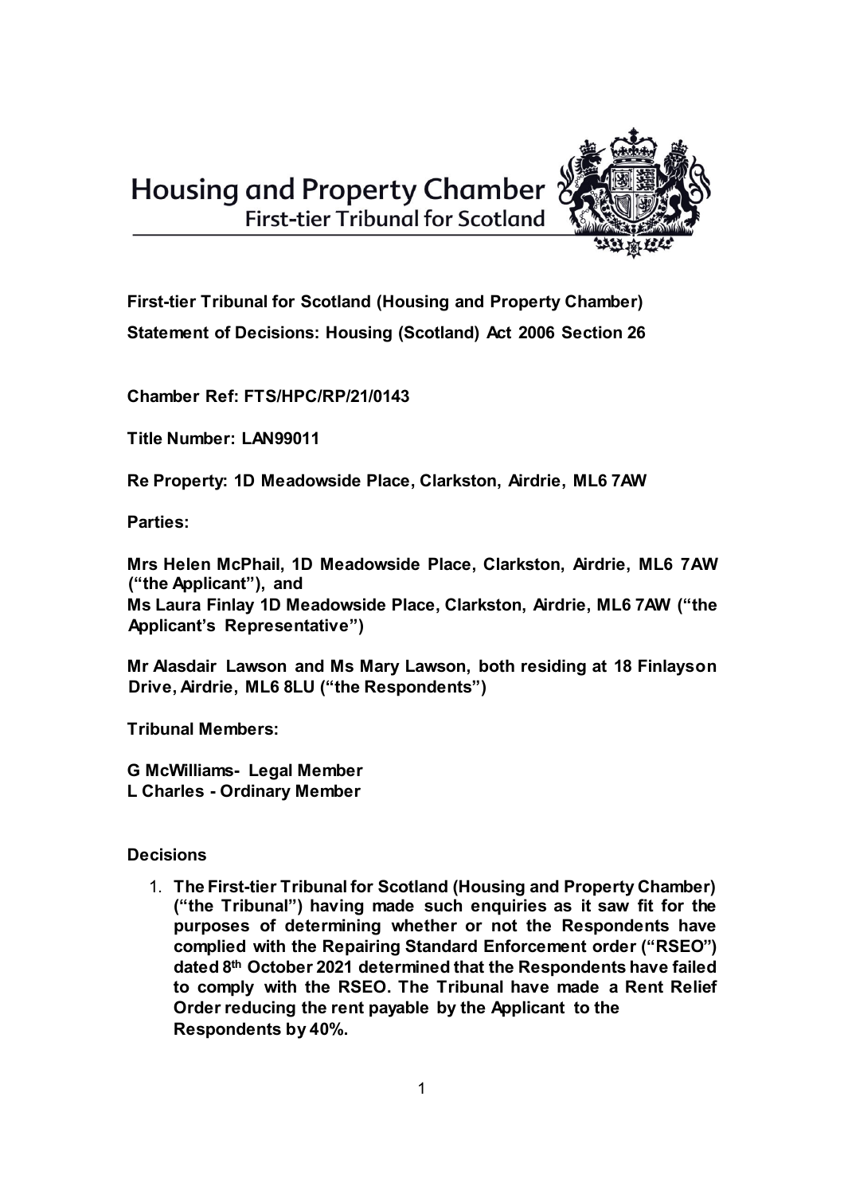# Housing and Property Chamber
## First-tier Tribunal for Scotland

**First-tier Tribunal for Scotland (Housing and Property Chamber)**

**Statement of Decisions: Housing (Scotland) Act 2006 Section 26**

**Chamber Ref: FTS/HPC/RP/21/0143**

**Title Number: LAN99011**

**Re Property: 1D Meadowside Place, Clarkston, Airdrie, ML6 7AW**

**Parties:**

**Mrs Helen McPhail, 1D Meadowside Place, Clarkston, Airdrie, ML6 7AW ("the Applicant"), and**
**Ms Laura Finlay 1D Meadowside Place, Clarkston, Airdrie, ML6 7AW ("the Applicant's Representative")**

**Mr Alasdair Lawson and Ms Mary Lawson, both residing at 18 Finlayson Drive, Airdrie, ML6 8LU ("the Respondents")**

**Tribunal Members:**

**G McWilliams- Legal Member**
**L Charles - Ordinary Member**

**Decisions**

1. **The First-tier Tribunal for Scotland (Housing and Property Chamber) ("the Tribunal") having made such enquiries as it saw fit for the purposes of determining whether or not the Respondents have complied with the Repairing Standard Enforcement order ("RSEO") dated 8th October 2021 determined that the Respondents have failed to comply with the RSEO. The Tribunal have made a Rent Relief Order reducing the rent payable by the Applicant to the Respondents by 40%.**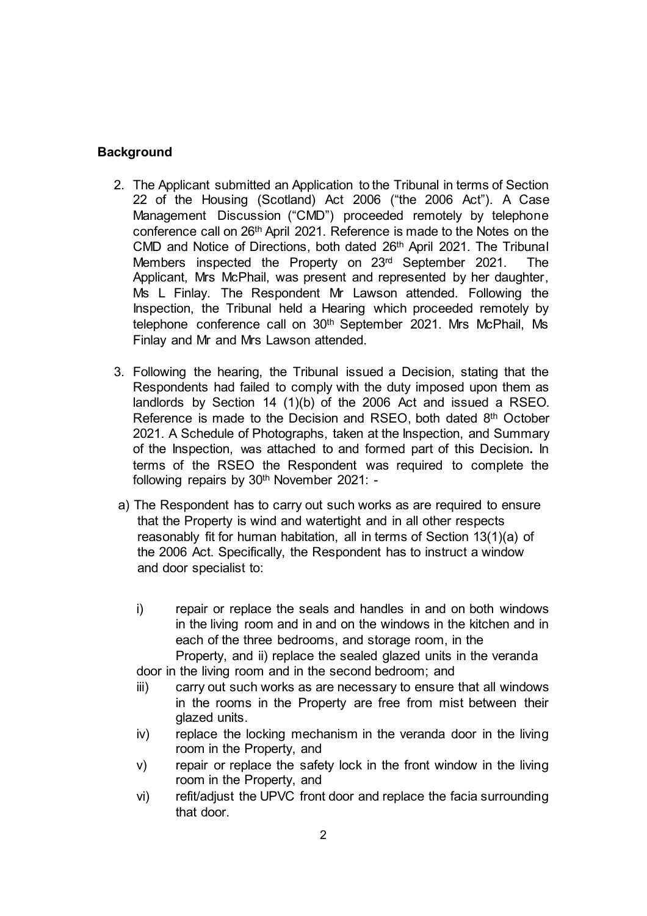## Background

2. The Applicant submitted an Application to the Tribunal in terms of Section 22 of the Housing (Scotland) Act 2006 ("the 2006 Act"). A Case Management Discussion ("CMD") proceeded remotely by telephone conference call on 26th April 2021. Reference is made to the Notes on the CMD and Notice of Directions, both dated 26th April 2021. The Tribunal Members inspected the Property on 23rd September 2021. The Applicant, Mrs McPhail, was present and represented by her daughter, Ms L Finlay. The Respondent Mr Lawson attended. Following the Inspection, the Tribunal held a Hearing which proceeded remotely by telephone conference call on 30th September 2021. Mrs McPhail, Ms Finlay and Mr and Mrs Lawson attended.

3. Following the hearing, the Tribunal issued a Decision, stating that the Respondents had failed to comply with the duty imposed upon them as landlords by Section 14 (1)(b) of the 2006 Act and issued a RSEO. Reference is made to the Decision and RSEO, both dated 8th October 2021. A Schedule of Photographs, taken at the Inspection, and Summary of the Inspection, was attached to and formed part of this Decision**.** In terms of the RSEO the Respondent was required to complete the following repairs by 30th November 2021: -

a) The Respondent has to carry out such works as are required to ensure that the Property is wind and watertight and in all other respects reasonably fit for human habitation, all in terms of Section 13(1)(a) of the 2006 Act. Specifically, the Respondent has to instruct a window and door specialist to:

   i) repair or replace the seals and handles in and on both windows in the living room and in and on the windows in the kitchen and in each of the three bedrooms, and storage room, in the Property, and ii) replace the sealed glazed units in the veranda door in the living room and in the second bedroom; and

   iii) carry out such works as are necessary to ensure that all windows in the rooms in the Property are free from mist between their glazed units.

   iv) replace the locking mechanism in the veranda door in the living room in the Property, and

   v) repair or replace the safety lock in the front window in the living room in the Property, and

   vi) refit/adjust the UPVC front door and replace the facia surrounding that door.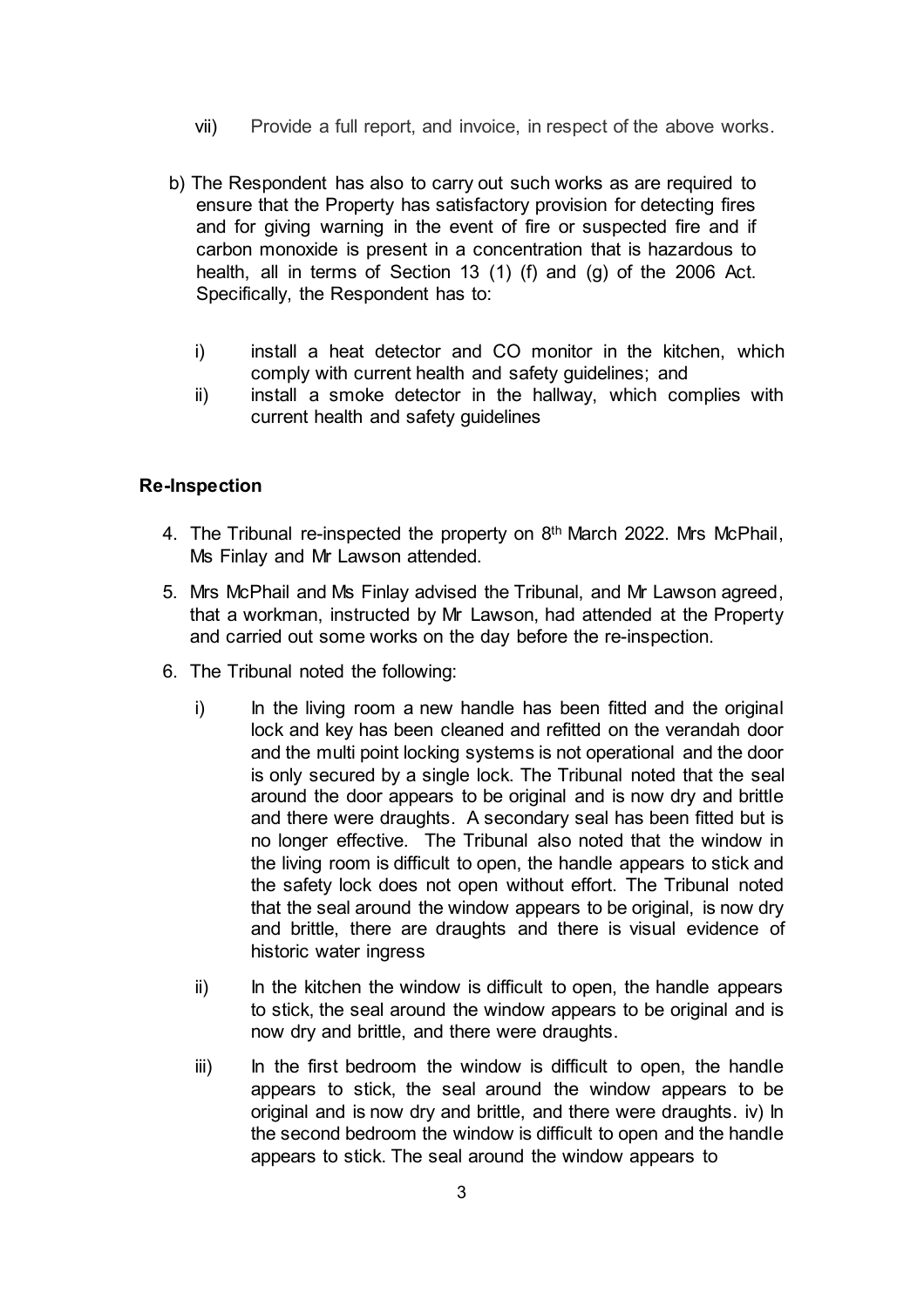vii) Provide a full report, and invoice, in respect of the above works.

b) The Respondent has also to carry out such works as are required to ensure that the Property has satisfactory provision for detecting fires and for giving warning in the event of fire or suspected fire and if carbon monoxide is present in a concentration that is hazardous to health, all in terms of Section 13 (1) (f) and (g) of the 2006 Act. Specifically, the Respondent has to:

   i) install a heat detector and CO monitor in the kitchen, which comply with current health and safety guidelines; and
   ii) install a smoke detector in the hallway, which complies with current health and safety guidelines

**Re-Inspection**

4. The Tribunal re-inspected the property on 8th March 2022. Mrs McPhail, Ms Finlay and Mr Lawson attended.

5. Mrs McPhail and Ms Finlay advised the Tribunal, and Mr Lawson agreed, that a workman, instructed by Mr Lawson, had attended at the Property and carried out some works on the day before the re-inspection.

6. The Tribunal noted the following:

   i) In the living room a new handle has been fitted and the original lock and key has been cleaned and refitted on the verandah door and the multi point locking systems is not operational and the door is only secured by a single lock. The Tribunal noted that the seal around the door appears to be original and is now dry and brittle and there were draughts. A secondary seal has been fitted but is no longer effective. The Tribunal also noted that the window in the living room is difficult to open, the handle appears to stick and the safety lock does not open without effort. The Tribunal noted that the seal around the window appears to be original, is now dry and brittle, there are draughts and there is visual evidence of historic water ingress

   ii) In the kitchen the window is difficult to open, the handle appears to stick, the seal around the window appears to be original and is now dry and brittle, and there were draughts.

   iii) In the first bedroom the window is difficult to open, the handle appears to stick, the seal around the window appears to be original and is now dry and brittle, and there were draughts. iv) In the second bedroom the window is difficult to open and the handle appears to stick. The seal around the window appears to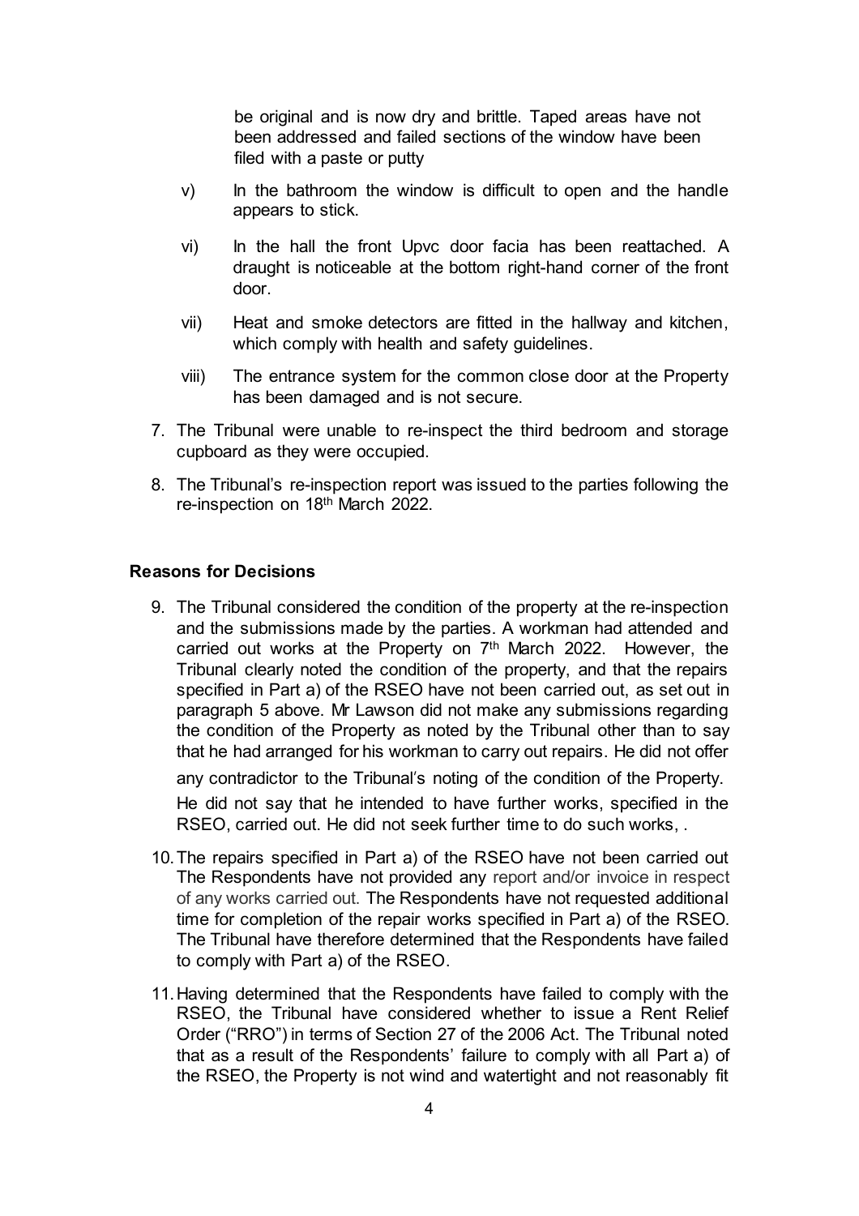be original and is now dry and brittle. Taped areas have not been addressed and failed sections of the window have been filed with a paste or putty

v) In the bathroom the window is difficult to open and the handle appears to stick.

vi) In the hall the front Upvc door facia has been reattached. A draught is noticeable at the bottom right-hand corner of the front door.

vii) Heat and smoke detectors are fitted in the hallway and kitchen, which comply with health and safety guidelines.

viii) The entrance system for the common close door at the Property has been damaged and is not secure.

7. The Tribunal were unable to re-inspect the third bedroom and storage cupboard as they were occupied.

8. The Tribunal's re-inspection report was issued to the parties following the re-inspection on 18th March 2022.

## Reasons for Decisions

9. The Tribunal considered the condition of the property at the re-inspection and the submissions made by the parties. A workman had attended and carried out works at the Property on 7th March 2022. However, the Tribunal clearly noted the condition of the property, and that the repairs specified in Part a) of the RSEO have not been carried out, as set out in paragraph 5 above. Mr Lawson did not make any submissions regarding the condition of the Property as noted by the Tribunal other than to say that he had arranged for his workman to carry out repairs. He did not offer any contradictor to the Tribunal's noting of the condition of the Property. He did not say that he intended to have further works, specified in the RSEO, carried out. He did not seek further time to do such works, .

10. The repairs specified in Part a) of the RSEO have not been carried out The Respondents have not provided any report and/or invoice in respect of any works carried out. The Respondents have not requested additional time for completion of the repair works specified in Part a) of the RSEO. The Tribunal have therefore determined that the Respondents have failed to comply with Part a) of the RSEO.

11. Having determined that the Respondents have failed to comply with the RSEO, the Tribunal have considered whether to issue a Rent Relief Order ("RRO") in terms of Section 27 of the 2006 Act. The Tribunal noted that as a result of the Respondents' failure to comply with all Part a) of the RSEO, the Property is not wind and watertight and not reasonably fit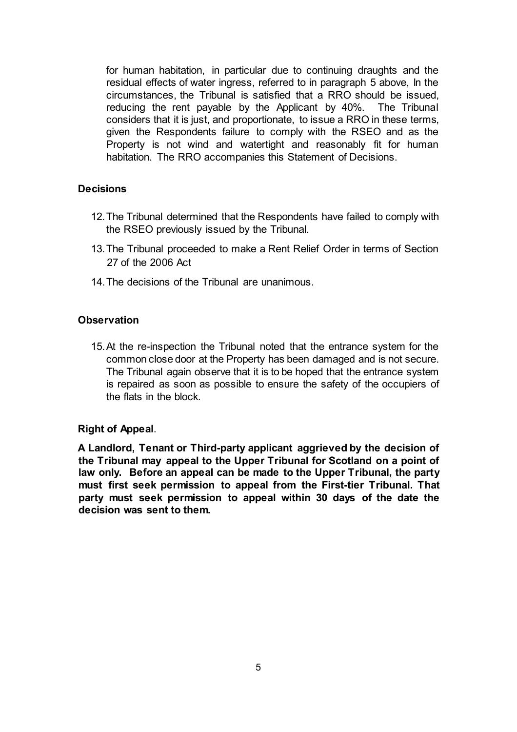for human habitation, in particular due to continuing draughts and the residual effects of water ingress, referred to in paragraph 5 above, In the circumstances, the Tribunal is satisfied that a RRO should be issued, reducing the rent payable by the Applicant by 40%. The Tribunal considers that it is just, and proportionate, to issue a RRO in these terms, given the Respondents failure to comply with the RSEO and as the Property is not wind and watertight and reasonably fit for human habitation. The RRO accompanies this Statement of Decisions.

**Decisions**

12. The Tribunal determined that the Respondents have failed to comply with the RSEO previously issued by the Tribunal.

13. The Tribunal proceeded to make a Rent Relief Order in terms of Section 27 of the 2006 Act

14. The decisions of the Tribunal are unanimous.

**Observation**

15. At the re-inspection the Tribunal noted that the entrance system for the common close door at the Property has been damaged and is not secure. The Tribunal again observe that it is to be hoped that the entrance system is repaired as soon as possible to ensure the safety of the occupiers of the flats in the block.

**Right of Appeal**.

**A Landlord, Tenant or Third-party applicant aggrieved by the decision of the Tribunal may appeal to the Upper Tribunal for Scotland on a point of law only. Before an appeal can be made to the Upper Tribunal, the party must first seek permission to appeal from the First-tier Tribunal. That party must seek permission to appeal within 30 days of the date the decision was sent to them.**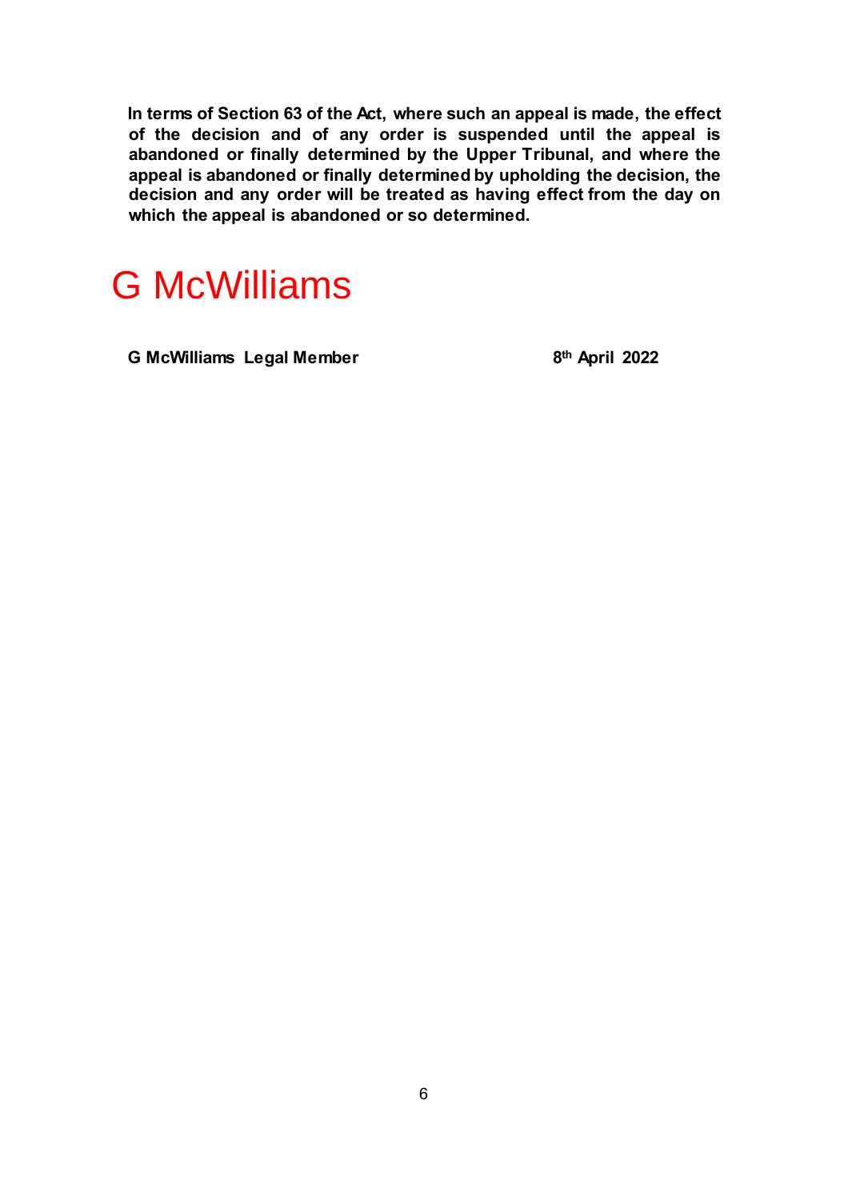**In terms of Section 63 of the Act, where such an appeal is made, the effect of the decision and of any order is suspended until the appeal is abandoned or finally determined by the Upper Tribunal, and where the appeal is abandoned or finally determined by upholding the decision, the decision and any order will be treated as having effect from the day on which the appeal is abandoned or so determined.**

G McWilliams

**G McWilliams Legal Member** **8th April 2022**